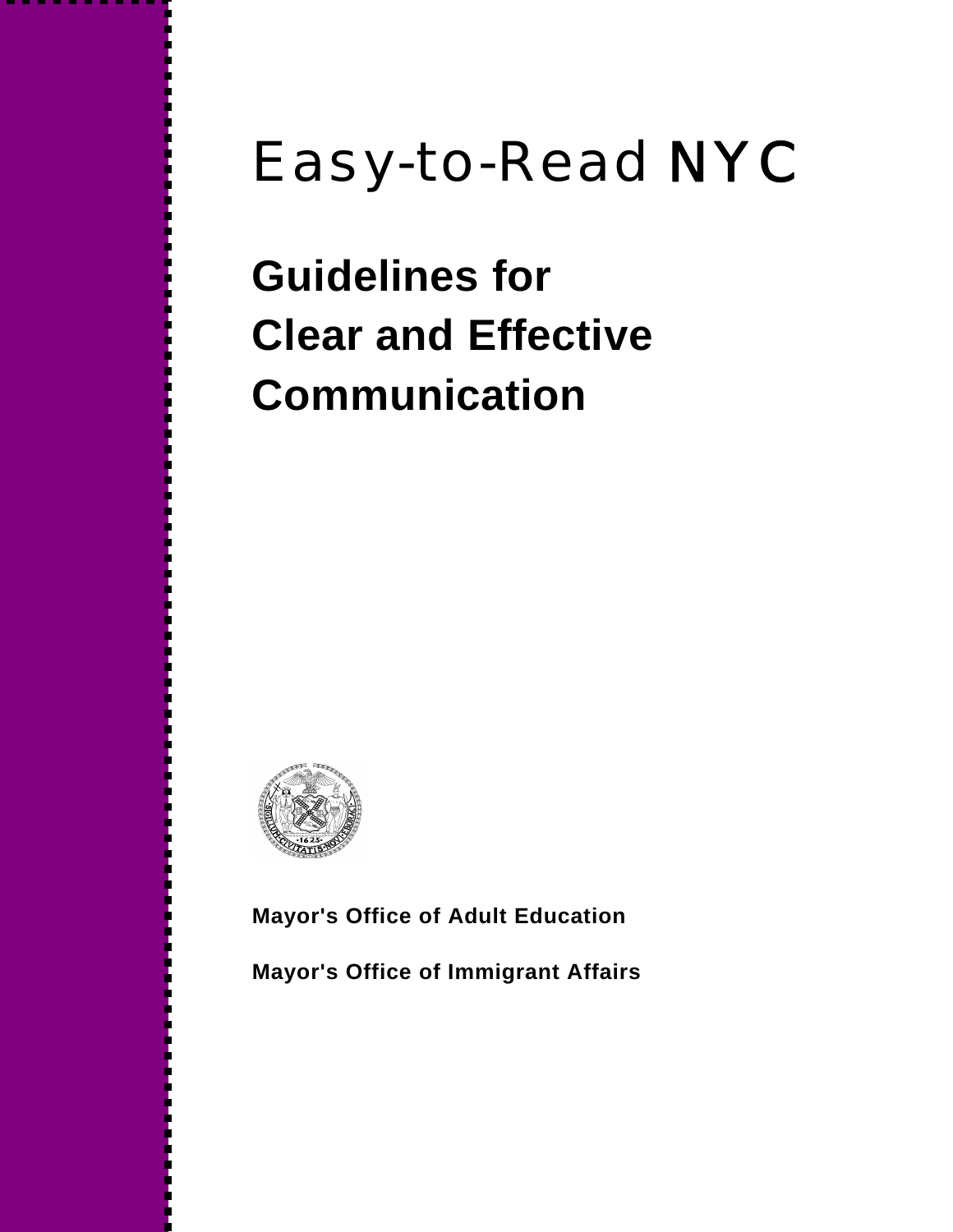# Easy-to-Read NYC

## Guidelines for Clear and Effective Communication

**Mayor's Office of Adult Education**

**Mayor's Office of Immigrant Affairs**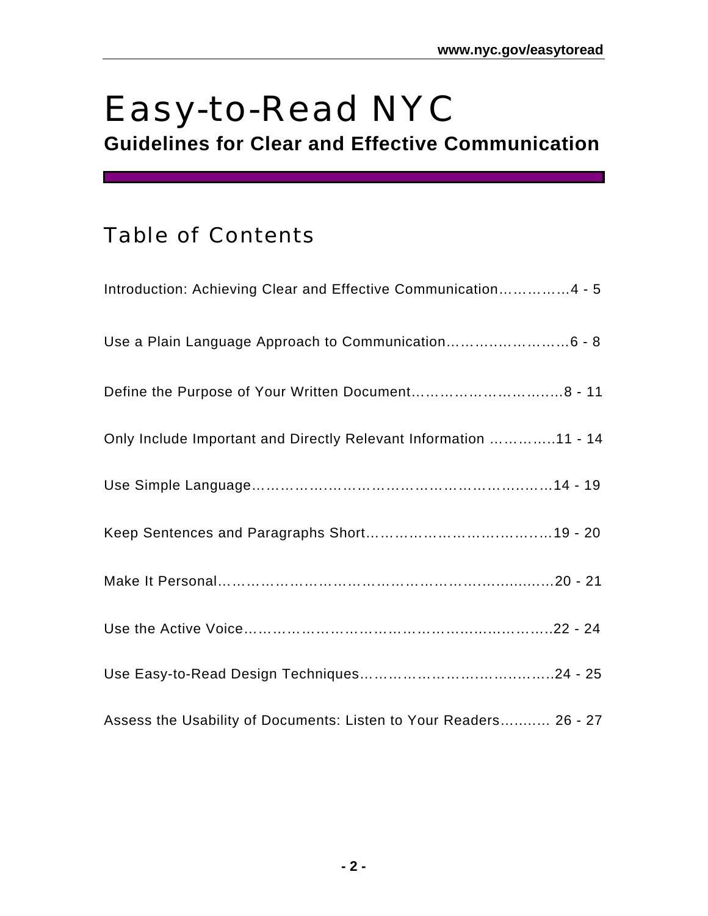# Easy-to-Read NYC

**Guidelines for Clear and Effective Communication**

## Table of Contents

Introduction: Achieving Clear and Effective Communication……………4 - 5

Use a Plain Language Approach to Communication………………………6 - 8

Define the Purpose of Your Written Document…………………………….8 - 11

Only Include Important and Directly Relevant Information …………..11 - 14

Use Simple Language……………………………………………………………14 - 19

Keep Sentences and Paragraphs Short…………………………………….19 - 20

Make It Personal…………………………………………………………………20 - 21

Use the Active Voice……………………………………………………………22 - 24

Use Easy-to-Read Design Techniques……………………………………24 - 25

Assess the Usability of Documents: Listen to Your Readers……….. 26 - 27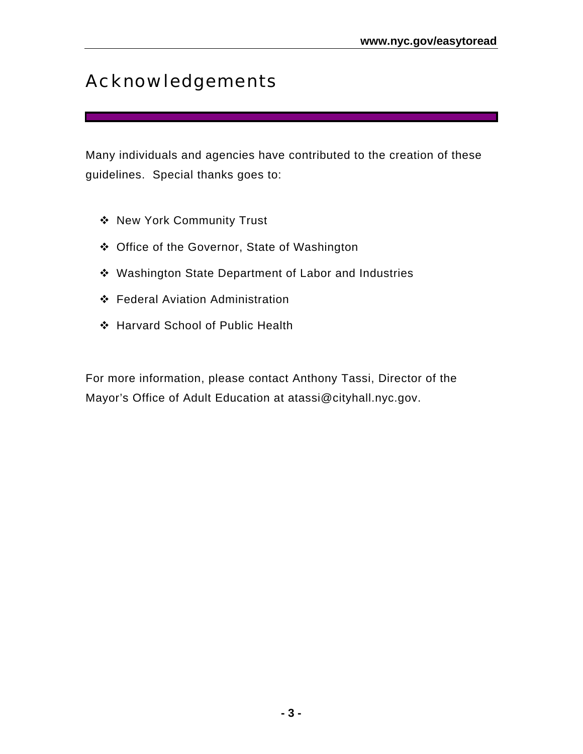# Acknowledgements

Many individuals and agencies have contributed to the creation of these guidelines. Special thanks goes to:

- New York Community Trust
- Office of the Governor, State of Washington
- Washington State Department of Labor and Industries
- Federal Aviation Administration
- Harvard School of Public Health

For more information, please contact Anthony Tassi, Director of the Mayor's Office of Adult Education at atassi@cityhall.nyc.gov.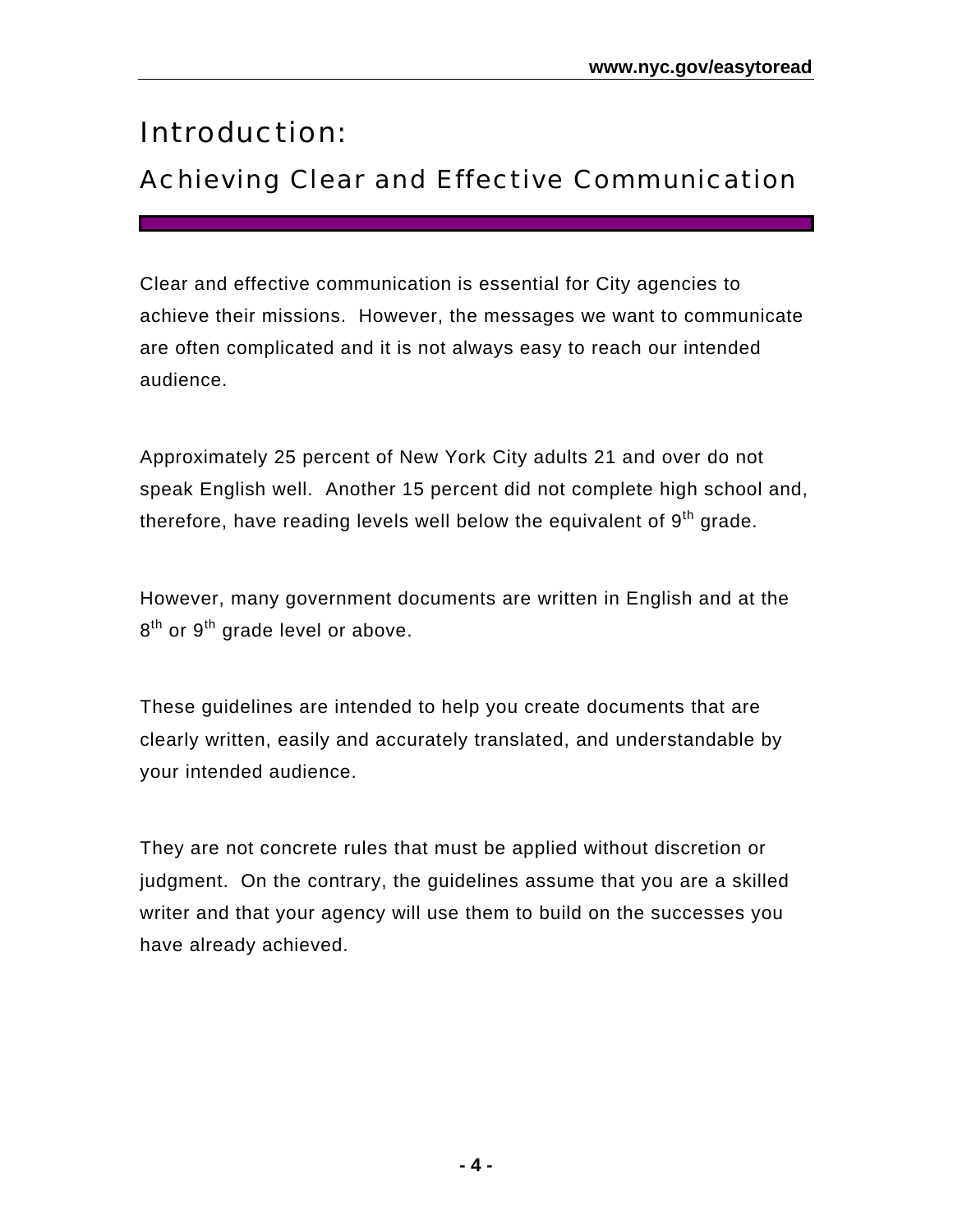# Introduction:

## Achieving Clear and Effective Communication

Clear and effective communication is essential for City agencies to achieve their missions. However, the messages we want to communicate are often complicated and it is not always easy to reach our intended audience.

Approximately 25 percent of New York City adults 21 and over do not speak English well. Another 15 percent did not complete high school and, therefore, have reading levels well below the equivalent of 9th grade.

However, many government documents are written in English and at the 8th or 9th grade level or above.

These guidelines are intended to help you create documents that are clearly written, easily and accurately translated, and understandable by your intended audience.

They are not concrete rules that must be applied without discretion or judgment. On the contrary, the guidelines assume that you are a skilled writer and that your agency will use them to build on the successes you have already achieved.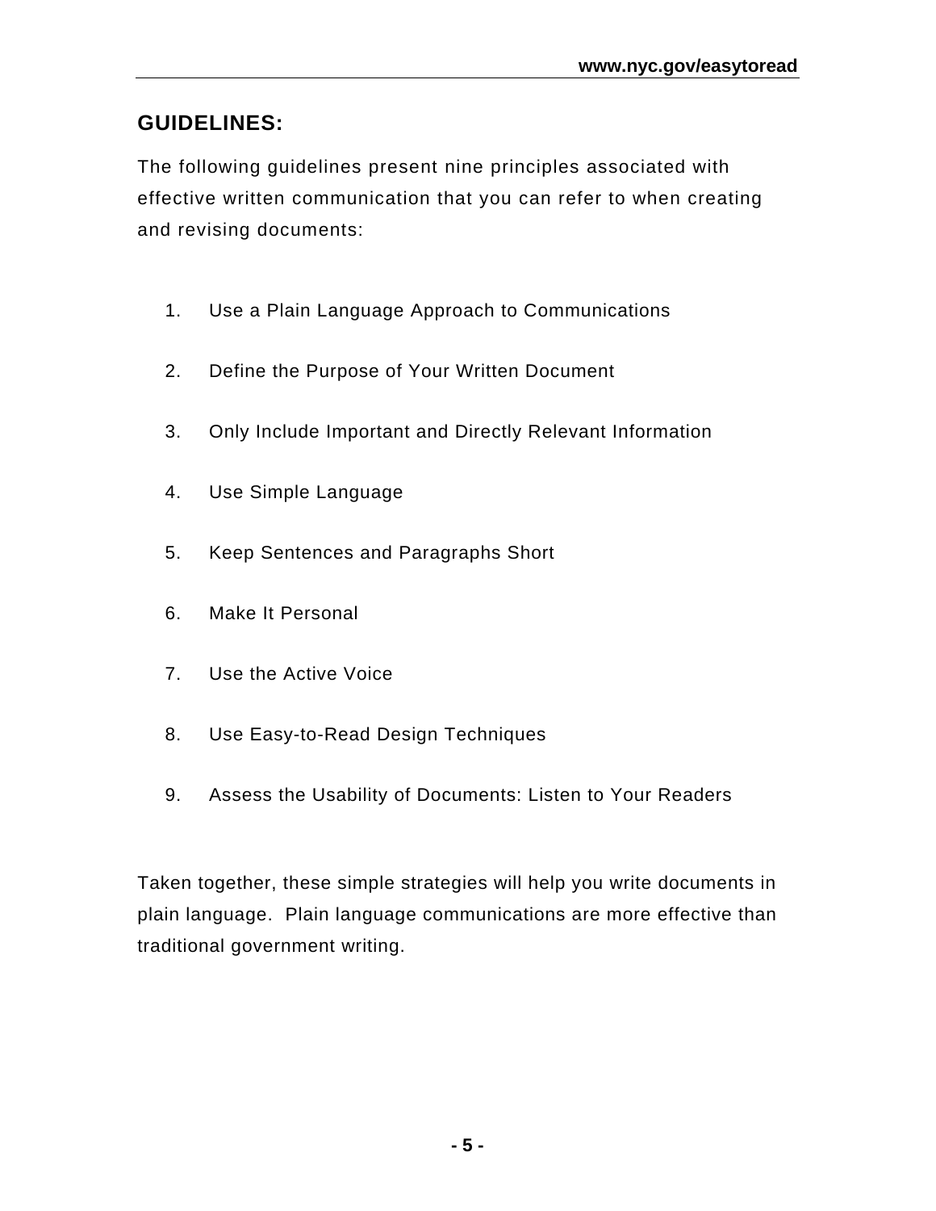## GUIDELINES:

The following guidelines present nine principles associated with effective written communication that you can refer to when creating and revising documents:

1. Use a Plain Language Approach to Communications
2. Define the Purpose of Your Written Document
3. Only Include Important and Directly Relevant Information
4. Use Simple Language
5. Keep Sentences and Paragraphs Short
6. Make It Personal
7. Use the Active Voice
8. Use Easy-to-Read Design Techniques
9. Assess the Usability of Documents: Listen to Your Readers

Taken together, these simple strategies will help you write documents in plain language. Plain language communications are more effective than traditional government writing.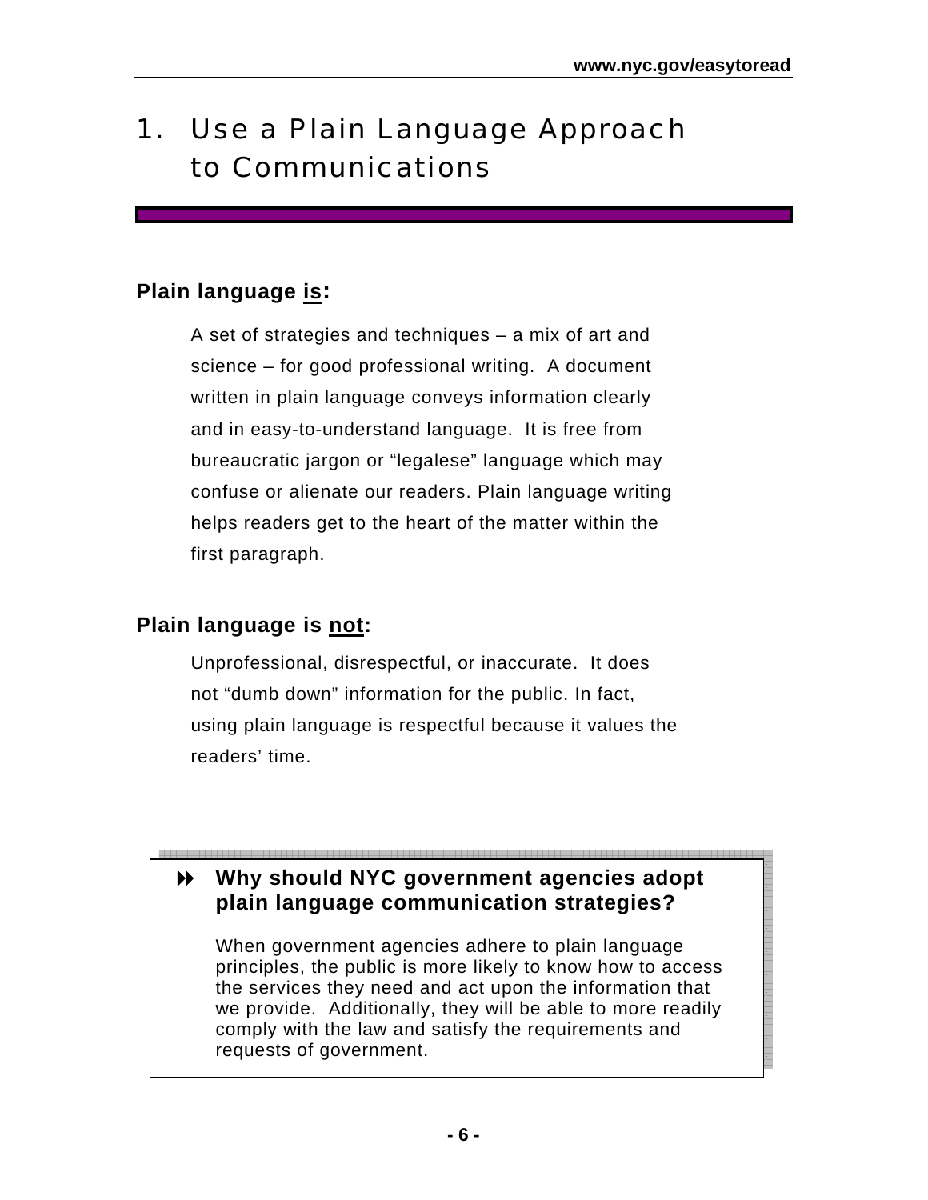# 1. Use a Plain Language Approach to Communications

## Plain language <u>is</u>:

A set of strategies and techniques – a mix of art and science – for good professional writing. A document written in plain language conveys information clearly and in easy-to-understand language. It is free from bureaucratic jargon or "legalese" language which may confuse or alienate our readers. Plain language writing helps readers get to the heart of the matter within the first paragraph.

## Plain language is <u>not</u>:

Unprofessional, disrespectful, or inaccurate. It does not "dumb down" information for the public. In fact, using plain language is respectful because it values the readers' time.

> **Why should NYC government agencies adopt plain language communication strategies?**
>
> When government agencies adhere to plain language principles, the public is more likely to know how to access the services they need and act upon the information that we provide. Additionally, they will be able to more readily comply with the law and satisfy the requirements and requests of government.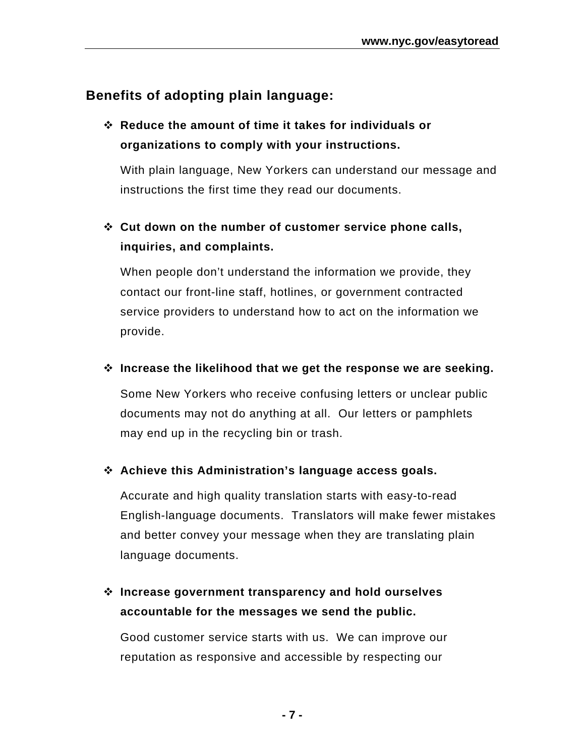## Benefits of adopting plain language:

- **Reduce the amount of time it takes for individuals or organizations to comply with your instructions.**

  With plain language, New Yorkers can understand our message and instructions the first time they read our documents.

- **Cut down on the number of customer service phone calls, inquiries, and complaints.**

  When people don't understand the information we provide, they contact our front-line staff, hotlines, or government contracted service providers to understand how to act on the information we provide.

- **Increase the likelihood that we get the response we are seeking.**

  Some New Yorkers who receive confusing letters or unclear public documents may not do anything at all. Our letters or pamphlets may end up in the recycling bin or trash.

- **Achieve this Administration's language access goals.**

  Accurate and high quality translation starts with easy-to-read English-language documents. Translators will make fewer mistakes and better convey your message when they are translating plain language documents.

- **Increase government transparency and hold ourselves accountable for the messages we send the public.**

  Good customer service starts with us. We can improve our reputation as responsive and accessible by respecting our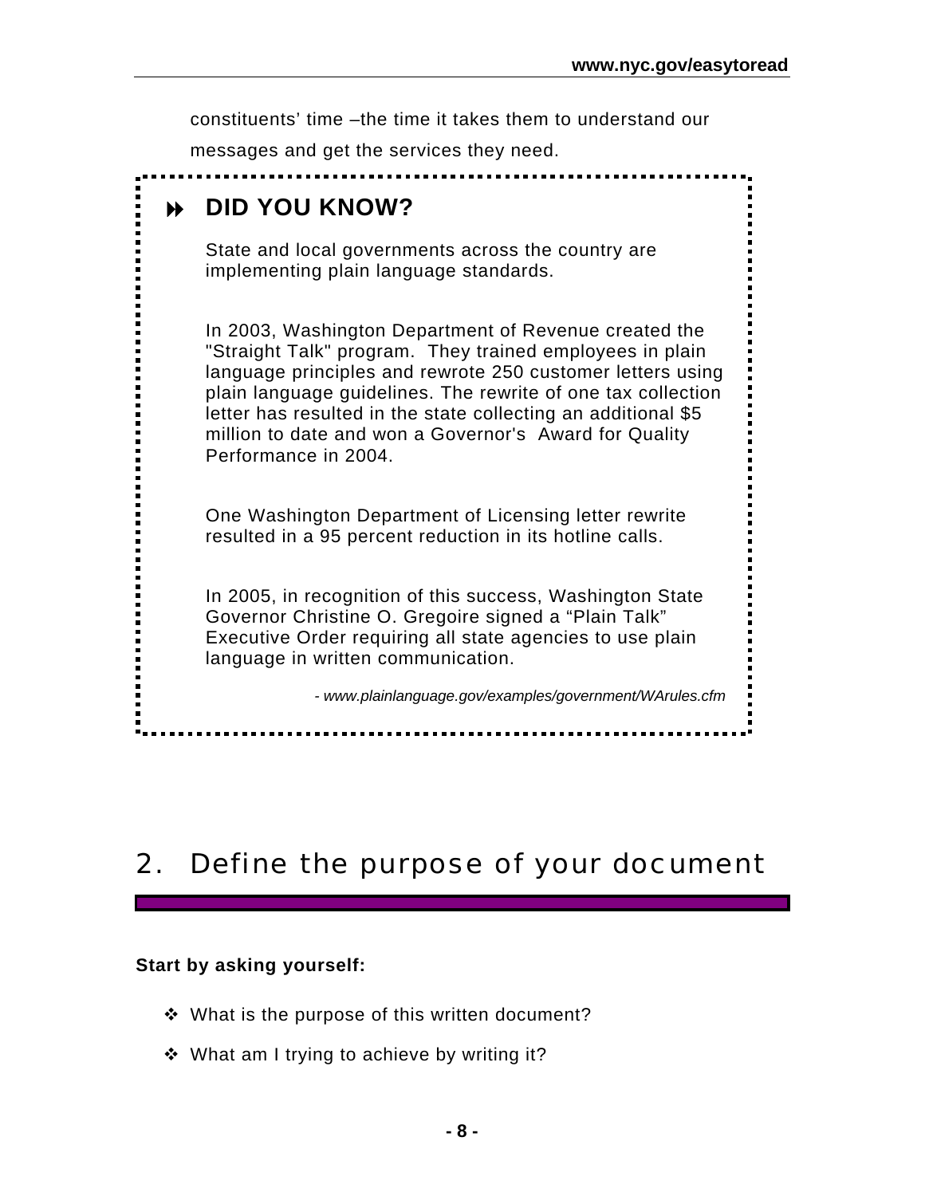constituents' time –the time it takes them to understand our messages and get the services they need.

### DID YOU KNOW?

State and local governments across the country are implementing plain language standards.

In 2003, Washington Department of Revenue created the "Straight Talk" program. They trained employees in plain language principles and rewrote 250 customer letters using plain language guidelines. The rewrite of one tax collection letter has resulted in the state collecting an additional $5 million to date and won a Governor's Award for Quality Performance in 2004.

One Washington Department of Licensing letter rewrite resulted in a 95 percent reduction in its hotline calls.

In 2005, in recognition of this success, Washington State Governor Christine O. Gregoire signed a "Plain Talk" Executive Order requiring all state agencies to use plain language in written communication.

*- www.plainlanguage.gov/examples/government/WArules.cfm*

## 2. Define the purpose of your document

**Start by asking yourself:**

- What is the purpose of this written document?
- What am I trying to achieve by writing it?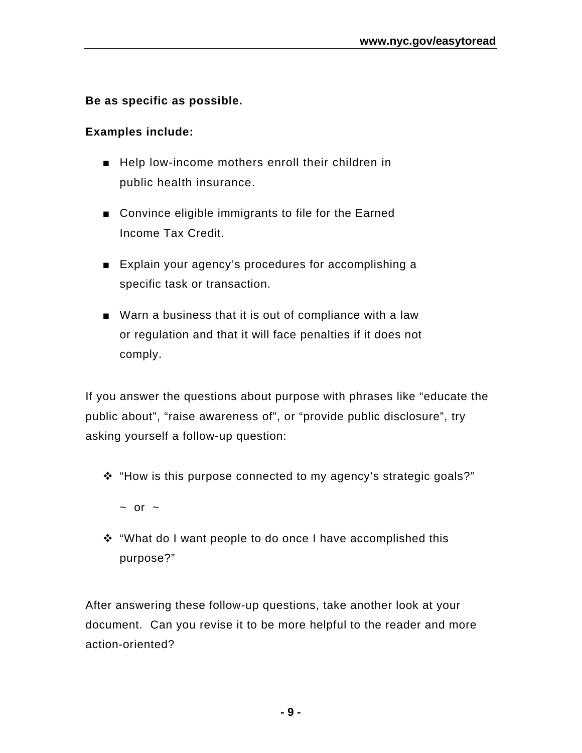**Be as specific as possible.**

**Examples include:**

- Help low-income mothers enroll their children in public health insurance.
- Convince eligible immigrants to file for the Earned Income Tax Credit.
- Explain your agency's procedures for accomplishing a specific task or transaction.
- Warn a business that it is out of compliance with a law or regulation and that it will face penalties if it does not comply.

If you answer the questions about purpose with phrases like "educate the public about", "raise awareness of", or "provide public disclosure", try asking yourself a follow-up question:

- "How is this purpose connected to my agency's strategic goals?"

  ~ or ~

- "What do I want people to do once I have accomplished this purpose?"

After answering these follow-up questions, take another look at your document. Can you revise it to be more helpful to the reader and more action-oriented?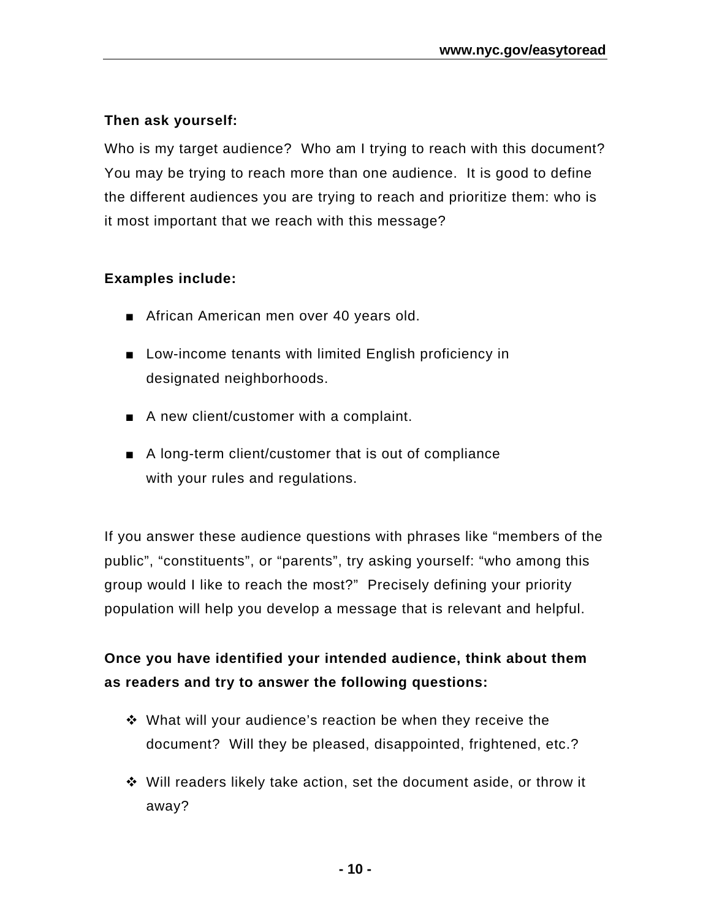**Then ask yourself:**

Who is my target audience? Who am I trying to reach with this document? You may be trying to reach more than one audience. It is good to define the different audiences you are trying to reach and prioritize them: who is it most important that we reach with this message?

**Examples include:**

- African American men over 40 years old.
- Low-income tenants with limited English proficiency in designated neighborhoods.
- A new client/customer with a complaint.
- A long-term client/customer that is out of compliance with your rules and regulations.

If you answer these audience questions with phrases like "members of the public", "constituents", or "parents", try asking yourself: "who among this group would I like to reach the most?" Precisely defining your priority population will help you develop a message that is relevant and helpful.

**Once you have identified your intended audience, think about them as readers and try to answer the following questions:**

- What will your audience's reaction be when they receive the document? Will they be pleased, disappointed, frightened, etc.?
- Will readers likely take action, set the document aside, or throw it away?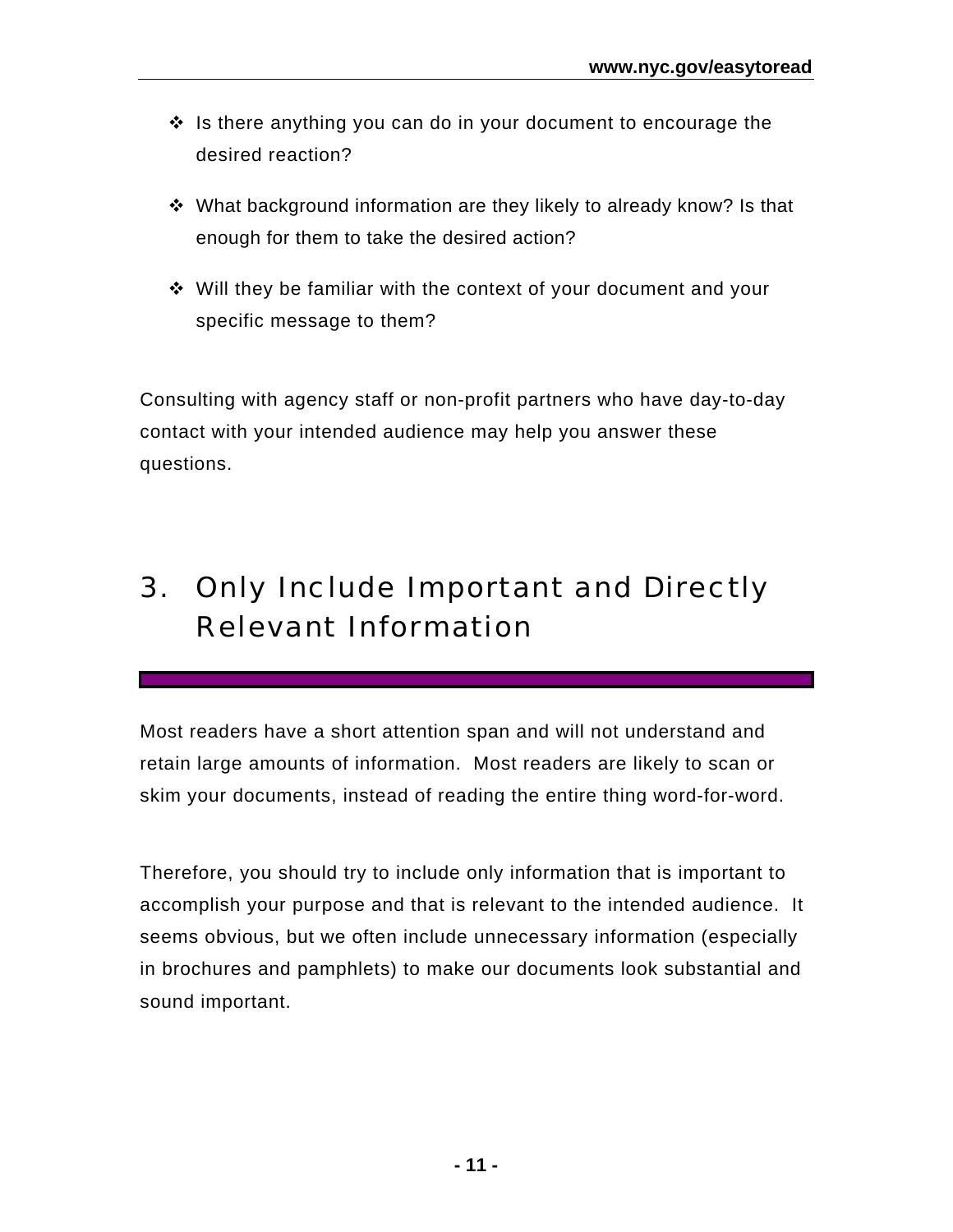- Is there anything you can do in your document to encourage the desired reaction?

- What background information are they likely to already know? Is that enough for them to take the desired action?

- Will they be familiar with the context of your document and your specific message to them?

Consulting with agency staff or non-profit partners who have day-to-day contact with your intended audience may help you answer these questions.

## 3. Only Include Important and Directly Relevant Information

Most readers have a short attention span and will not understand and retain large amounts of information. Most readers are likely to scan or skim your documents, instead of reading the entire thing word-for-word.

Therefore, you should try to include only information that is important to accomplish your purpose and that is relevant to the intended audience. It seems obvious, but we often include unnecessary information (especially in brochures and pamphlets) to make our documents look substantial and sound important.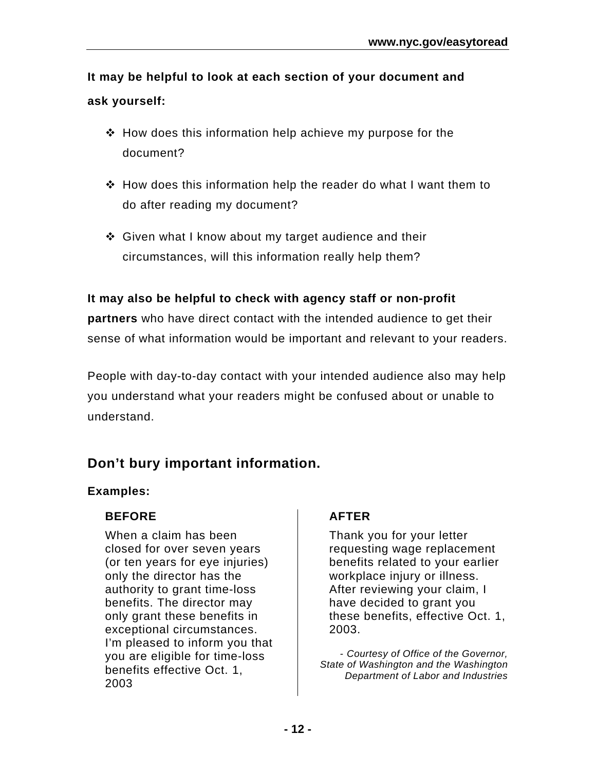**It may be helpful to look at each section of your document and ask yourself:**

- How does this information help achieve my purpose for the document?
- How does this information help the reader do what I want them to do after reading my document?
- Given what I know about my target audience and their circumstances, will this information really help them?

**It may also be helpful to check with agency staff or non-profit partners** who have direct contact with the intended audience to get their sense of what information would be important and relevant to your readers.

People with day-to-day contact with your intended audience also may help you understand what your readers might be confused about or unable to understand.

## Don't bury important information.

**Examples:**

| **BEFORE** | **AFTER** |
| --- | --- |
| When a claim has been closed for over seven years (or ten years for eye injuries) only the director has the authority to grant time-loss benefits. The director may only grant these benefits in exceptional circumstances. I'm pleased to inform you that you are eligible for time-loss benefits effective Oct. 1, 2003 | Thank you for your letter requesting wage replacement benefits related to your earlier workplace injury or illness. After reviewing your claim, I have decided to grant you these benefits, effective Oct. 1, 2003. |

*- Courtesy of Office of the Governor, State of Washington and the Washington Department of Labor and Industries*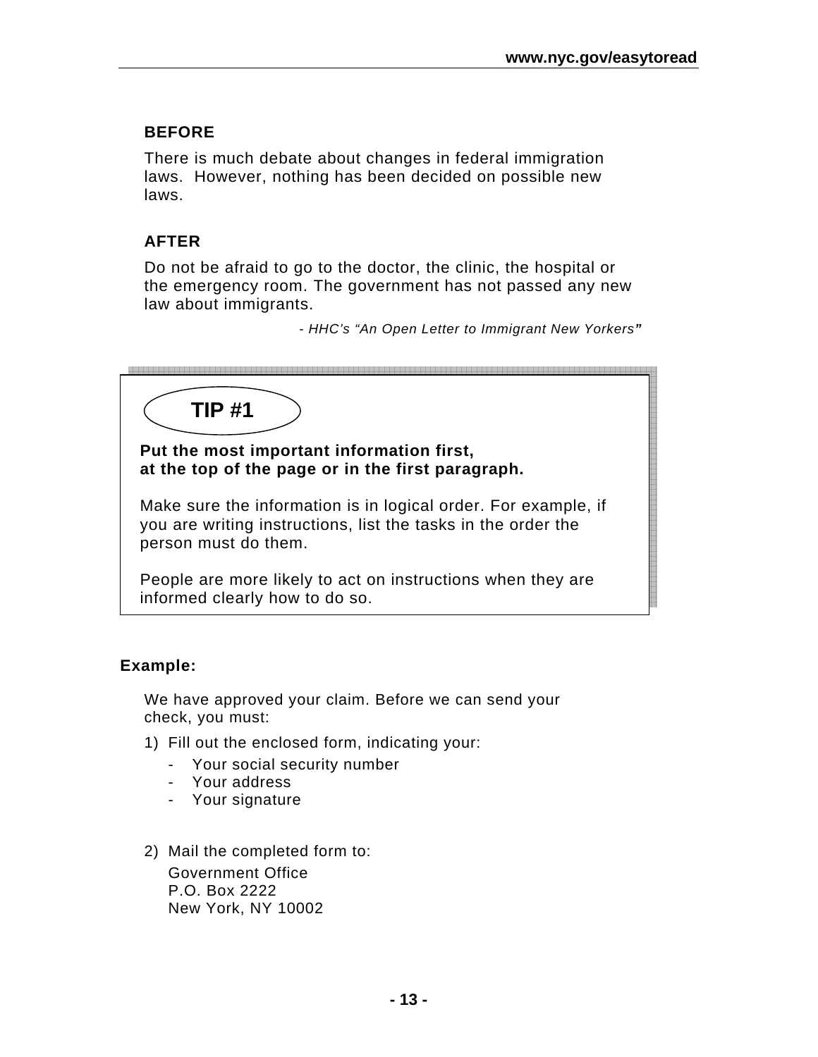**BEFORE**

There is much debate about changes in federal immigration laws. However, nothing has been decided on possible new laws.

**AFTER**

Do not be afraid to go to the doctor, the clinic, the hospital or the emergency room. The government has not passed any new law about immigrants.

*- HHC's "An Open Letter to Immigrant New Yorkers"*

**TIP #1**

**Put the most important information first, at the top of the page or in the first paragraph.**

Make sure the information is in logical order. For example, if you are writing instructions, list the tasks in the order the person must do them.

People are more likely to act on instructions when they are informed clearly how to do so.

**Example:**

We have approved your claim. Before we can send your check, you must:

1) Fill out the enclosed form, indicating your:
   - Your social security number
   - Your address
   - Your signature

2) Mail the completed form to:

   Government Office
   P.O. Box 2222
   New York, NY 10002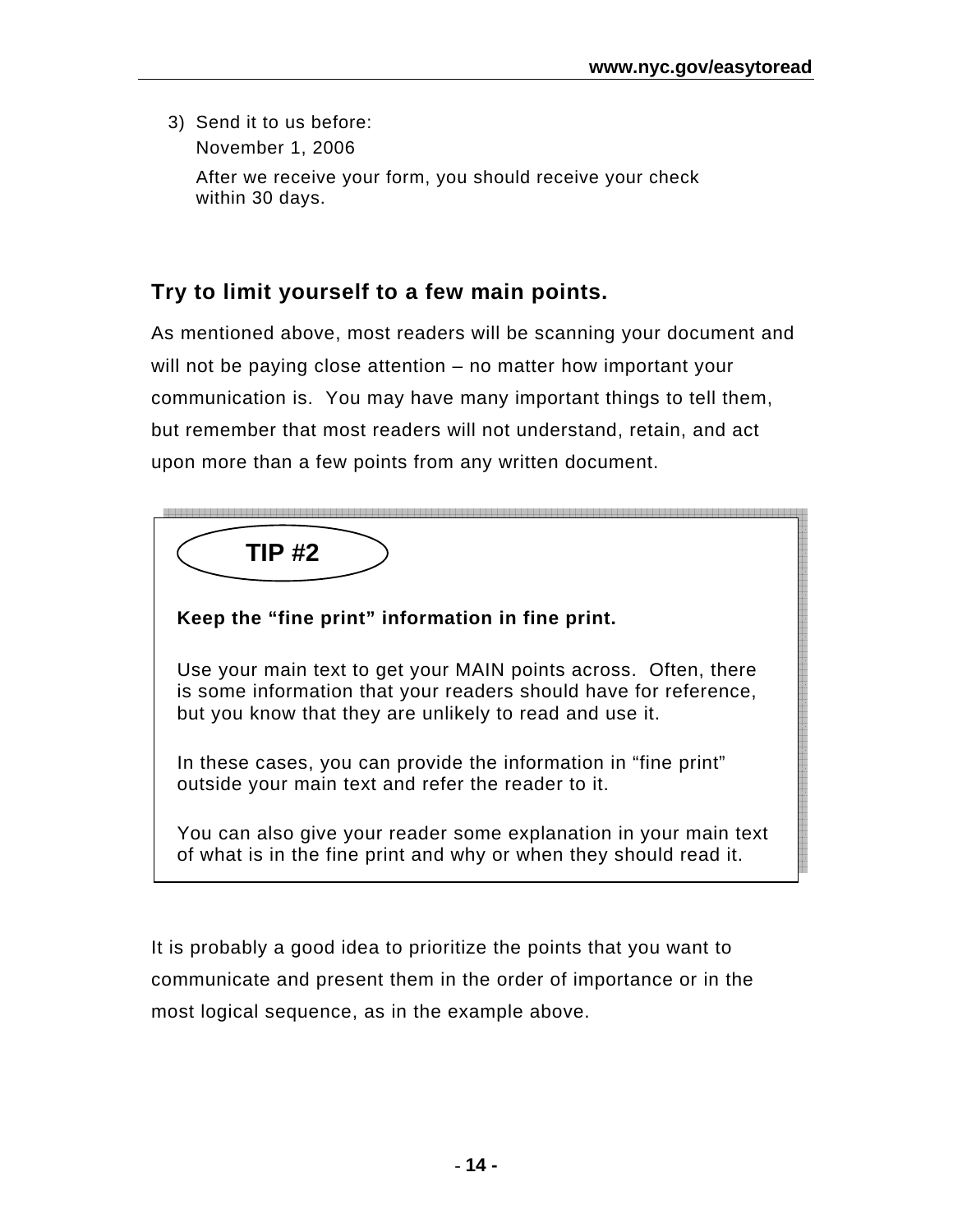3) Send it to us before:
   November 1, 2006

   After we receive your form, you should receive your check within 30 days.

## Try to limit yourself to a few main points.

As mentioned above, most readers will be scanning your document and will not be paying close attention – no matter how important your communication is. You may have many important things to tell them, but remember that most readers will not understand, retain, and act upon more than a few points from any written document.

### TIP #2

**Keep the "fine print" information in fine print.**

Use your main text to get your MAIN points across. Often, there is some information that your readers should have for reference, but you know that they are unlikely to read and use it.

In these cases, you can provide the information in "fine print" outside your main text and refer the reader to it.

You can also give your reader some explanation in your main text of what is in the fine print and why or when they should read it.

It is probably a good idea to prioritize the points that you want to communicate and present them in the order of importance or in the most logical sequence, as in the example above.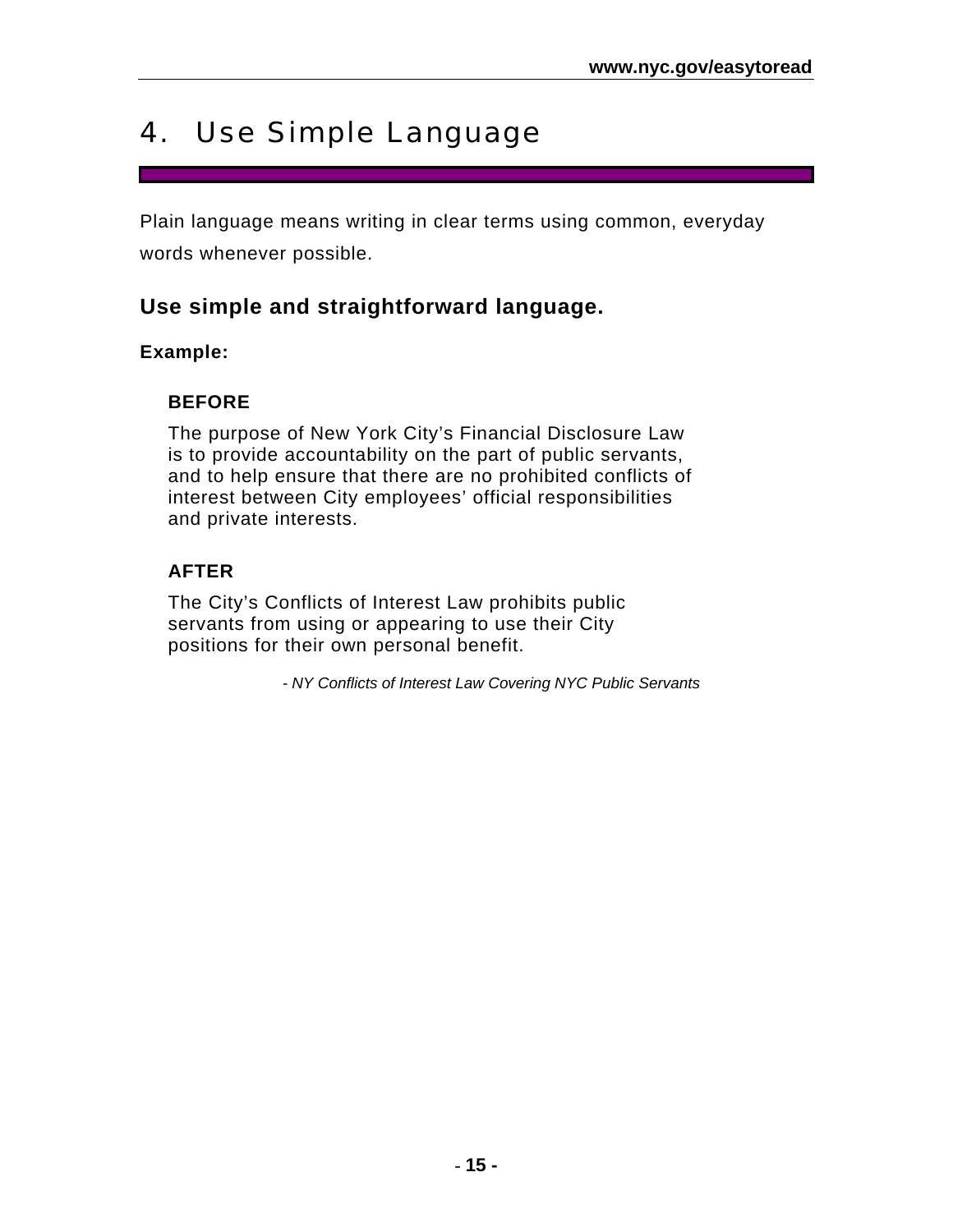# 4. Use Simple Language

Plain language means writing in clear terms using common, everyday words whenever possible.

## Use simple and straightforward language.

**Example:**

**BEFORE**

The purpose of New York City's Financial Disclosure Law is to provide accountability on the part of public servants, and to help ensure that there are no prohibited conflicts of interest between City employees' official responsibilities and private interests.

**AFTER**

The City's Conflicts of Interest Law prohibits public servants from using or appearing to use their City positions for their own personal benefit.

*- NY Conflicts of Interest Law Covering NYC Public Servants*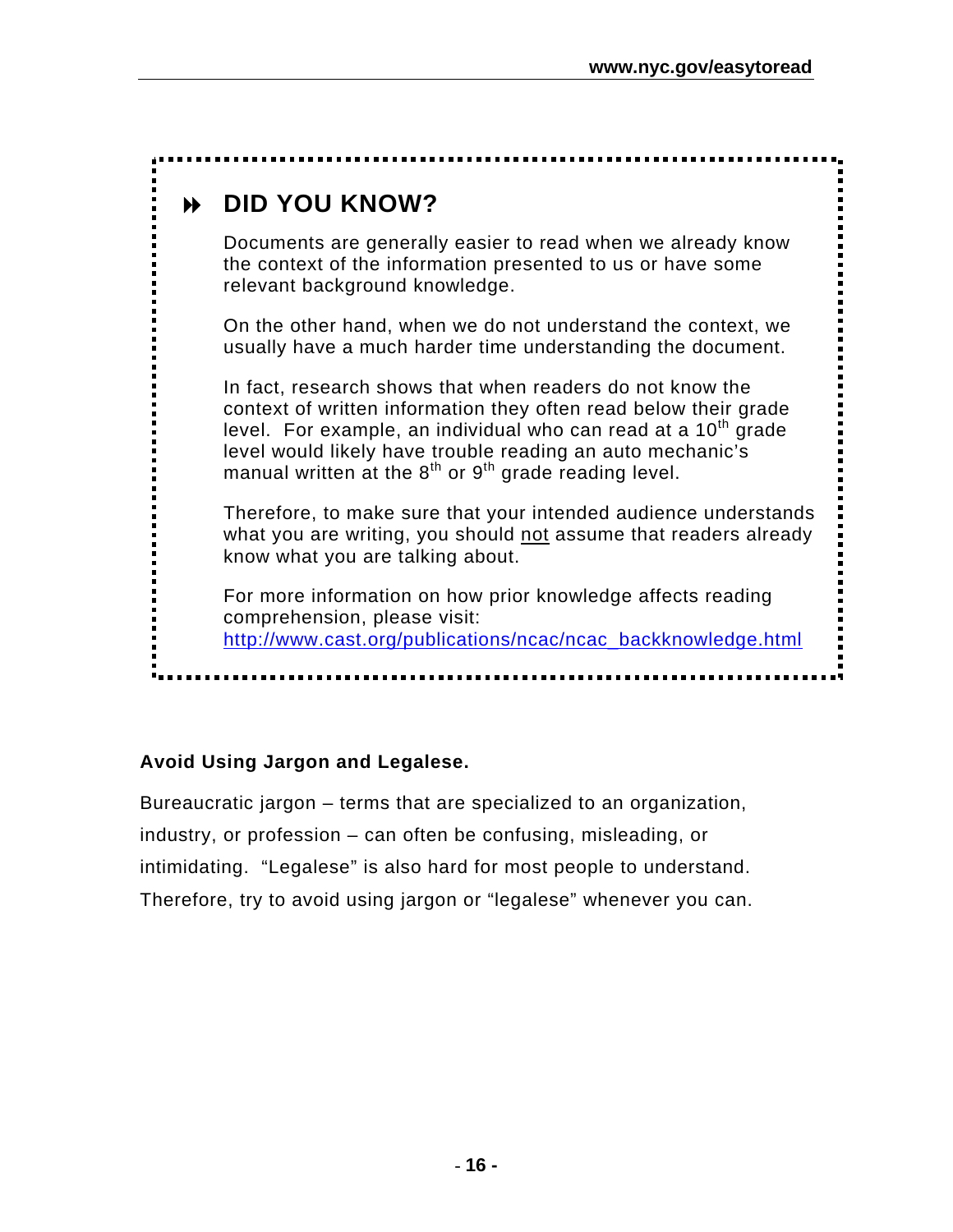## DID YOU KNOW?

Documents are generally easier to read when we already know the context of the information presented to us or have some relevant background knowledge.

On the other hand, when we do not understand the context, we usually have a much harder time understanding the document.

In fact, research shows that when readers do not know the context of written information they often read below their grade level. For example, an individual who can read at a 10th grade level would likely have trouble reading an auto mechanic's manual written at the 8th or 9th grade reading level.

Therefore, to make sure that your intended audience understands what you are writing, you should not assume that readers already know what you are talking about.

For more information on how prior knowledge affects reading comprehension, please visit: http://www.cast.org/publications/ncac/ncac_backknowledge.html

**Avoid Using Jargon and Legalese.**

Bureaucratic jargon – terms that are specialized to an organization, industry, or profession – can often be confusing, misleading, or intimidating. "Legalese" is also hard for most people to understand. Therefore, try to avoid using jargon or "legalese" whenever you can.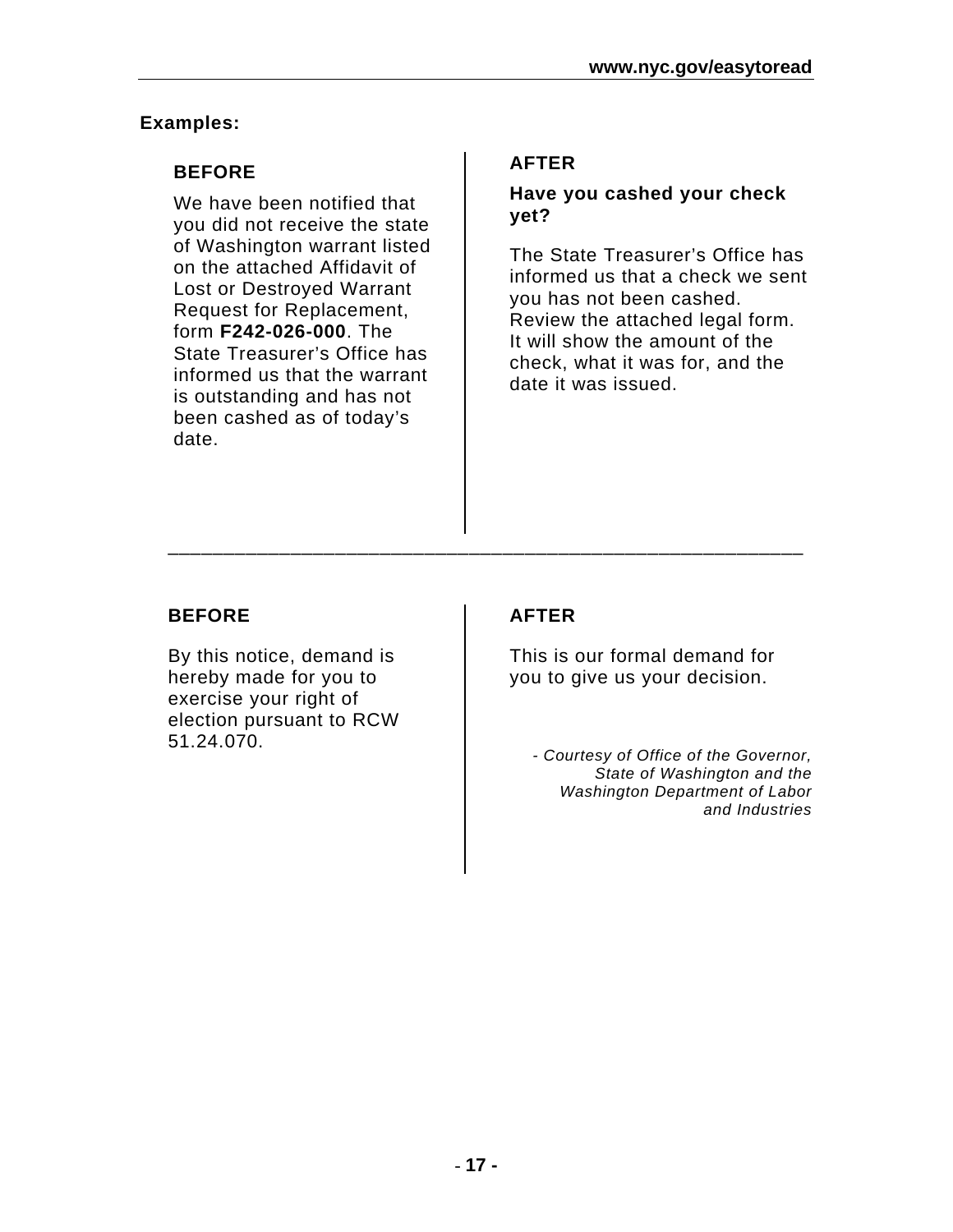**Examples:**

**BEFORE**

We have been notified that you did not receive the state of Washington warrant listed on the attached Affidavit of Lost or Destroyed Warrant Request for Replacement, form **F242-026-000**. The State Treasurer's Office has informed us that the warrant is outstanding and has not been cashed as of today's date.

**AFTER**

**Have you cashed your check yet?**

The State Treasurer's Office has informed us that a check we sent you has not been cashed. Review the attached legal form. It will show the amount of the check, what it was for, and the date it was issued.

---

**BEFORE**

By this notice, demand is hereby made for you to exercise your right of election pursuant to RCW 51.24.070.

**AFTER**

This is our formal demand for you to give us your decision.

*- Courtesy of Office of the Governor, State of Washington and the Washington Department of Labor and Industries*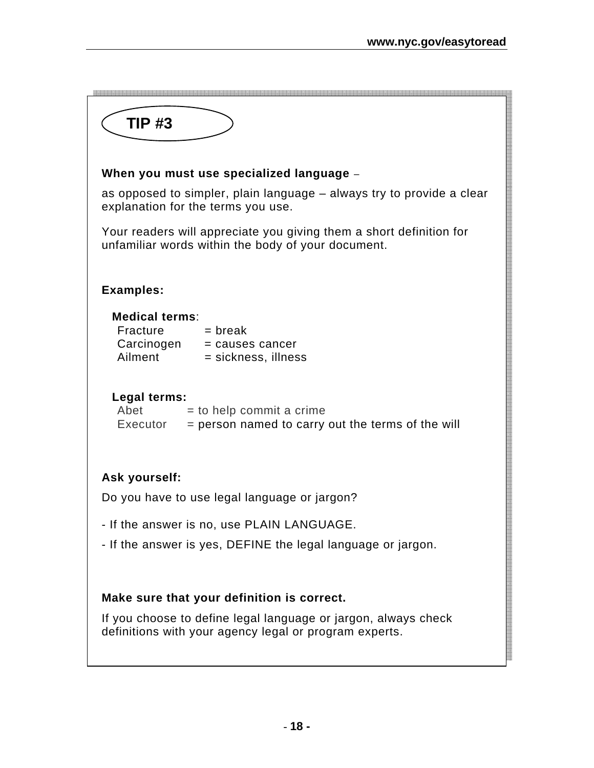## TIP #3

**When you must use specialized language** –

as opposed to simpler, plain language – always try to provide a clear explanation for the terms you use.

Your readers will appreciate you giving them a short definition for unfamiliar words within the body of your document.

**Examples:**

**Medical terms**:

Fracture = break
Carcinogen = causes cancer
Ailment = sickness, illness

**Legal terms:**

Abet = to help commit a crime
Executor = person named to carry out the terms of the will

**Ask yourself:**

Do you have to use legal language or jargon?

- If the answer is no, use PLAIN LANGUAGE.
- If the answer is yes, DEFINE the legal language or jargon.

**Make sure that your definition is correct.**

If you choose to define legal language or jargon, always check definitions with your agency legal or program experts.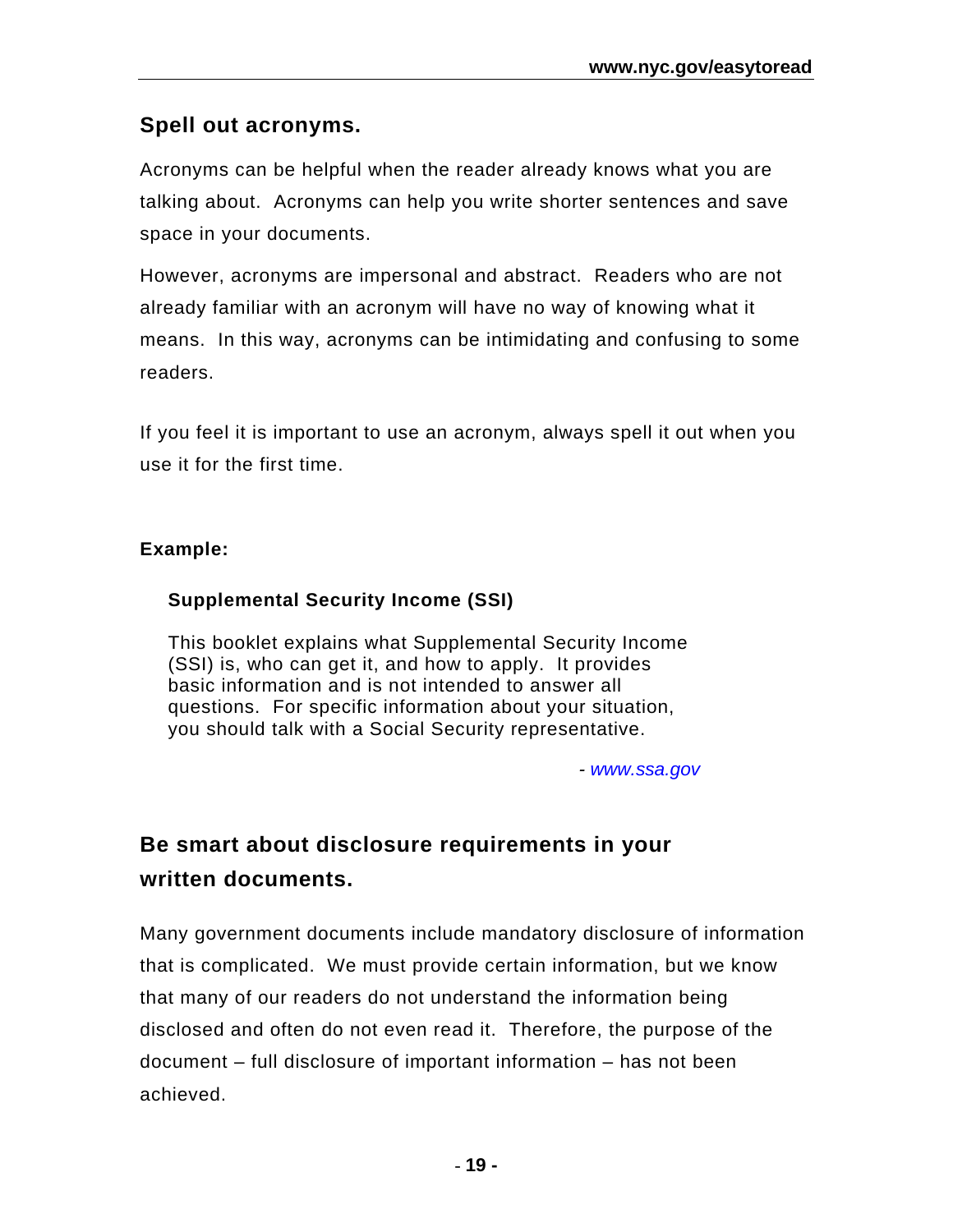## Spell out acronyms.

Acronyms can be helpful when the reader already knows what you are talking about. Acronyms can help you write shorter sentences and save space in your documents.

However, acronyms are impersonal and abstract. Readers who are not already familiar with an acronym will have no way of knowing what it means. In this way, acronyms can be intimidating and confusing to some readers.

If you feel it is important to use an acronym, always spell it out when you use it for the first time.

**Example:**

> **Supplemental Security Income (SSI)**
>
> This booklet explains what Supplemental Security Income (SSI) is, who can get it, and how to apply. It provides basic information and is not intended to answer all questions. For specific information about your situation, you should talk with a Social Security representative.
>
> \- *www.ssa.gov*

## Be smart about disclosure requirements in your written documents.

Many government documents include mandatory disclosure of information that is complicated. We must provide certain information, but we know that many of our readers do not understand the information being disclosed and often do not even read it. Therefore, the purpose of the document – full disclosure of important information – has not been achieved.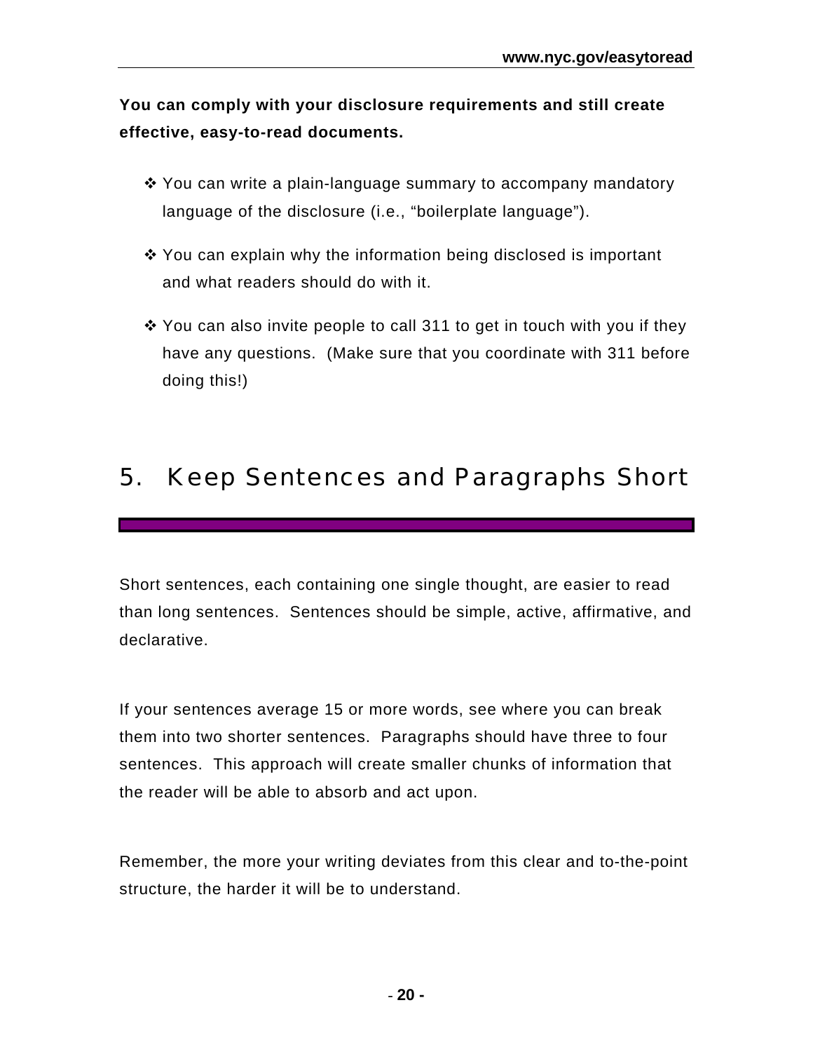**You can comply with your disclosure requirements and still create effective, easy-to-read documents.**

- You can write a plain-language summary to accompany mandatory language of the disclosure (i.e., “boilerplate language”).
- You can explain why the information being disclosed is important and what readers should do with it.
- You can also invite people to call 311 to get in touch with you if they have any questions. (Make sure that you coordinate with 311 before doing this!)

## 5. Keep Sentences and Paragraphs Short

Short sentences, each containing one single thought, are easier to read than long sentences. Sentences should be simple, active, affirmative, and declarative.

If your sentences average 15 or more words, see where you can break them into two shorter sentences. Paragraphs should have three to four sentences. This approach will create smaller chunks of information that the reader will be able to absorb and act upon.

Remember, the more your writing deviates from this clear and to-the-point structure, the harder it will be to understand.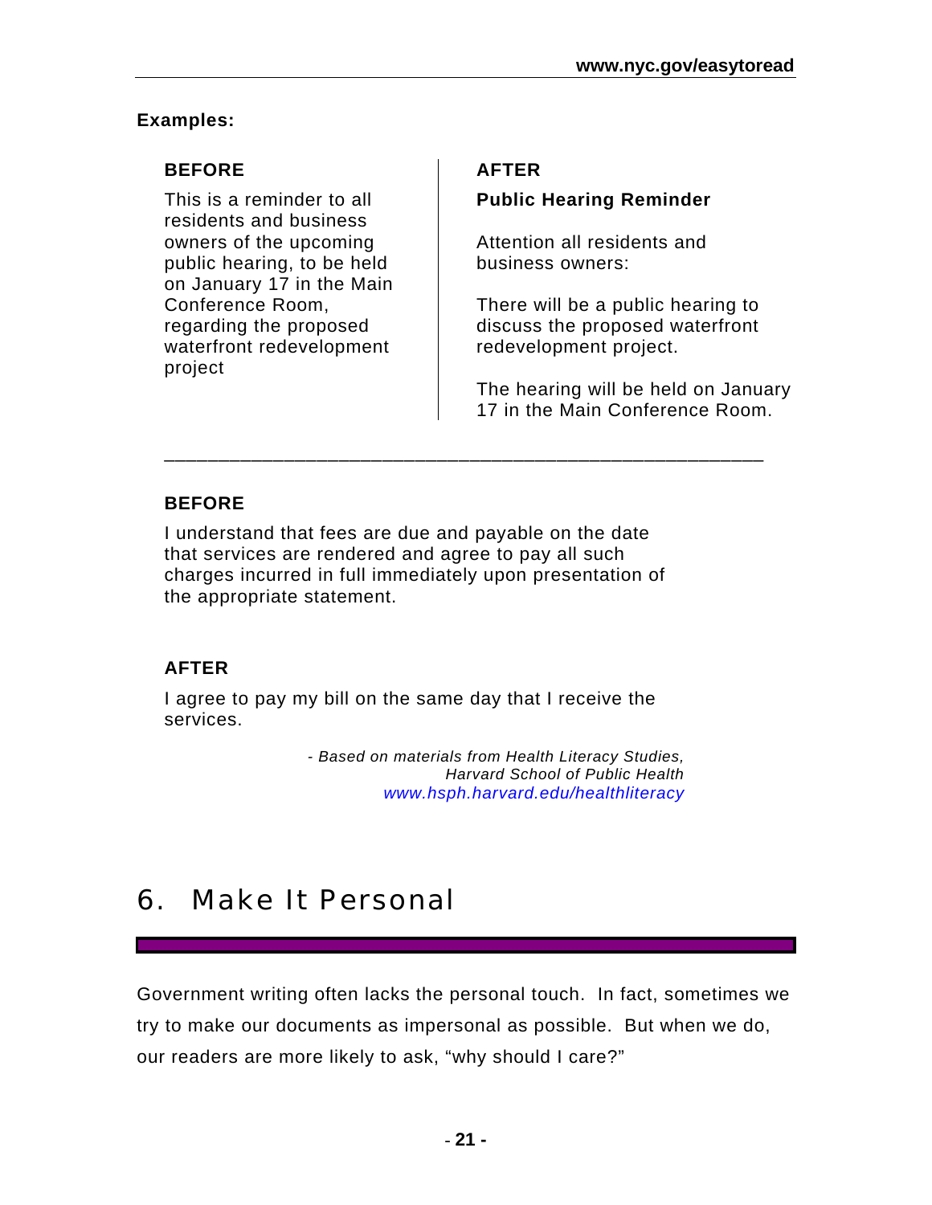**Examples:**

**BEFORE**

This is a reminder to all residents and business owners of the upcoming public hearing, to be held on January 17 in the Main Conference Room, regarding the proposed waterfront redevelopment project

**AFTER**

**Public Hearing Reminder**

Attention all residents and business owners:

There will be a public hearing to discuss the proposed waterfront redevelopment project.

The hearing will be held on January 17 in the Main Conference Room.

---

**BEFORE**

I understand that fees are due and payable on the date that services are rendered and agree to pay all such charges incurred in full immediately upon presentation of the appropriate statement.

**AFTER**

I agree to pay my bill on the same day that I receive the services.

*- Based on materials from Health Literacy Studies, Harvard School of Public Health*
*www.hsph.harvard.edu/healthliteracy*

# 6. Make It Personal

Government writing often lacks the personal touch. In fact, sometimes we try to make our documents as impersonal as possible. But when we do, our readers are more likely to ask, "why should I care?"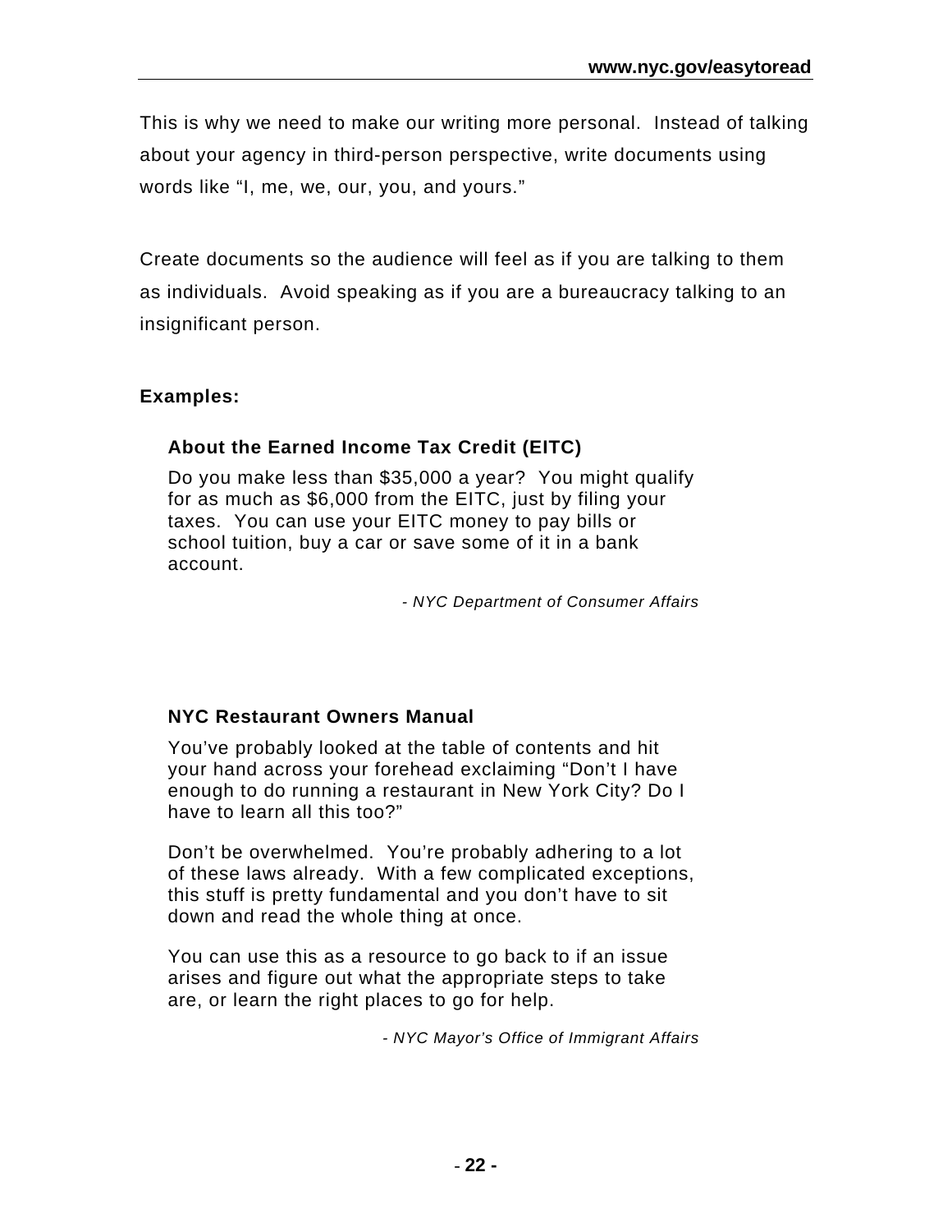This is why we need to make our writing more personal. Instead of talking about your agency in third-person perspective, write documents using words like "I, me, we, our, you, and yours."

Create documents so the audience will feel as if you are talking to them as individuals. Avoid speaking as if you are a bureaucracy talking to an insignificant person.

**Examples:**

**About the Earned Income Tax Credit (EITC)**

Do you make less than $35,000 a year? You might qualify for as much as $6,000 from the EITC, just by filing your taxes. You can use your EITC money to pay bills or school tuition, buy a car or save some of it in a bank account.

*- NYC Department of Consumer Affairs*

**NYC Restaurant Owners Manual**

You've probably looked at the table of contents and hit your hand across your forehead exclaiming "Don't I have enough to do running a restaurant in New York City? Do I have to learn all this too?"

Don't be overwhelmed. You're probably adhering to a lot of these laws already. With a few complicated exceptions, this stuff is pretty fundamental and you don't have to sit down and read the whole thing at once.

You can use this as a resource to go back to if an issue arises and figure out what the appropriate steps to take are, or learn the right places to go for help.

*- NYC Mayor's Office of Immigrant Affairs*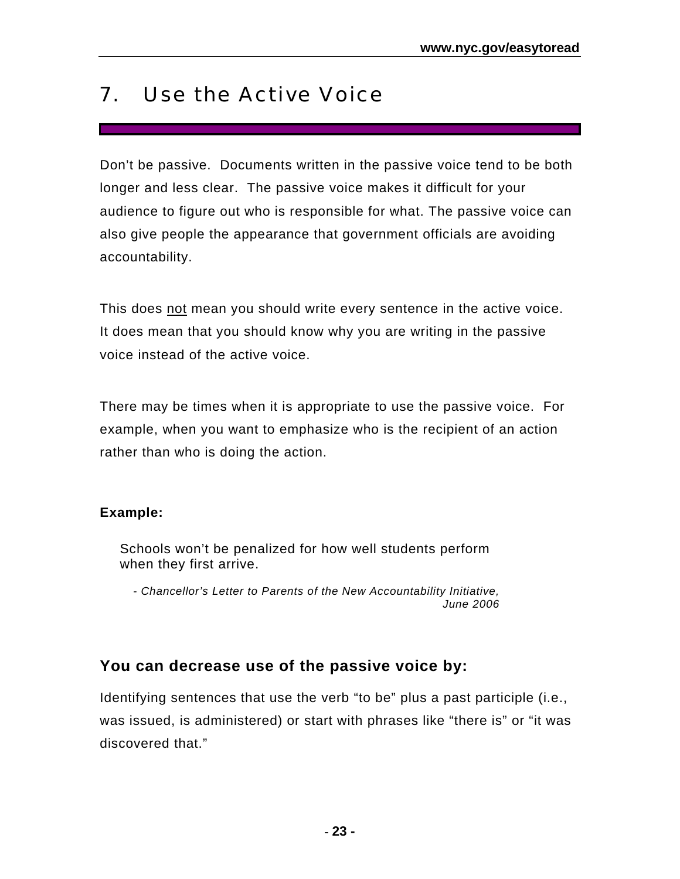# 7. Use the Active Voice

Don't be passive. Documents written in the passive voice tend to be both longer and less clear. The passive voice makes it difficult for your audience to figure out who is responsible for what. The passive voice can also give people the appearance that government officials are avoiding accountability.

This does <u>not</u> mean you should write every sentence in the active voice. It does mean that you should know why you are writing in the passive voice instead of the active voice.

There may be times when it is appropriate to use the passive voice. For example, when you want to emphasize who is the recipient of an action rather than who is doing the action.

**Example:**

> Schools won't be penalized for how well students perform when they first arrive.
>
> *- Chancellor's Letter to Parents of the New Accountability Initiative, June 2006*

### You can decrease use of the passive voice by:

Identifying sentences that use the verb "to be" plus a past participle (i.e., was issued, is administered) or start with phrases like "there is" or "it was discovered that."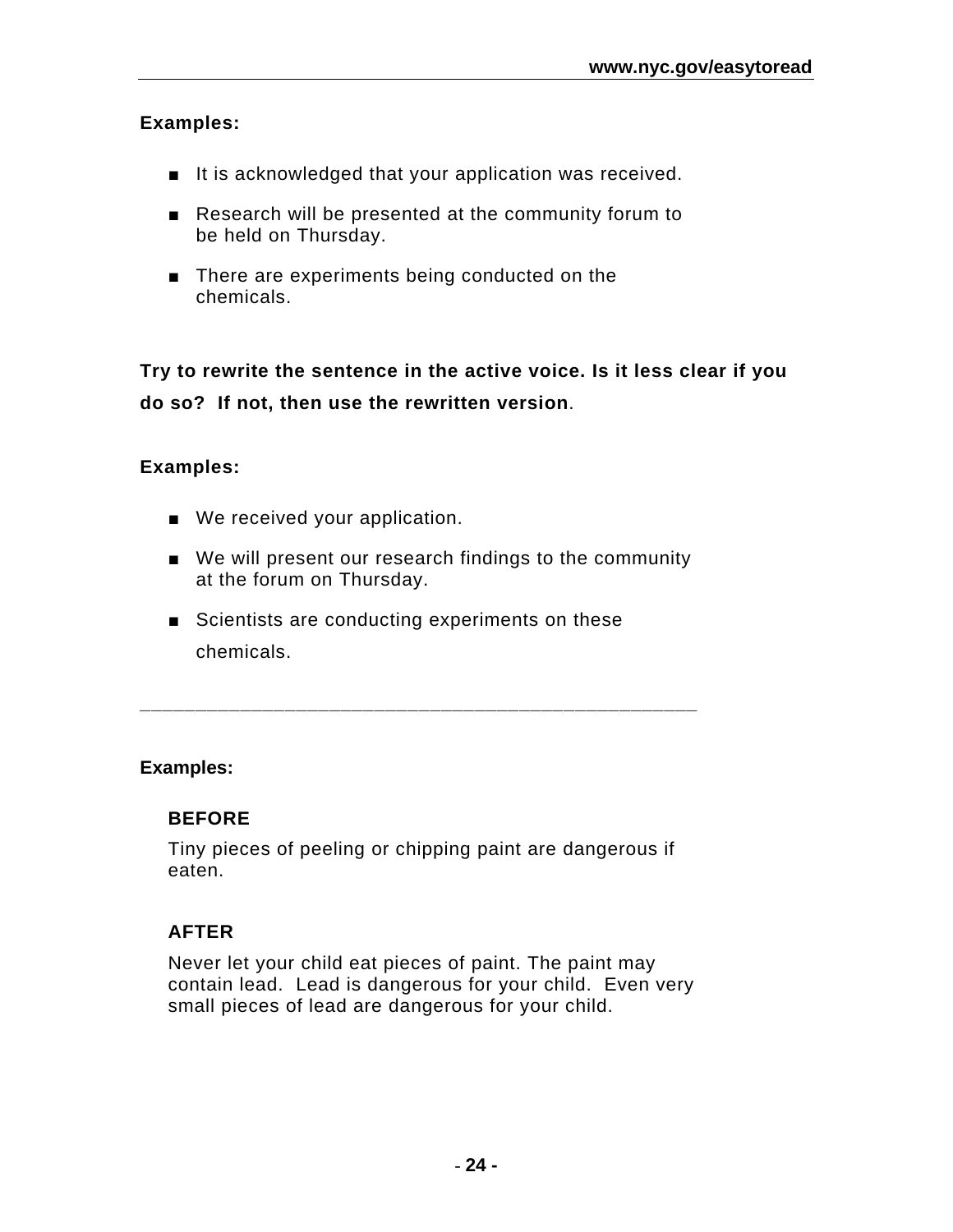**Examples:**

- It is acknowledged that your application was received.
- Research will be presented at the community forum to be held on Thursday.
- There are experiments being conducted on the chemicals.

**Try to rewrite the sentence in the active voice. Is it less clear if you do so? If not, then use the rewritten version**.

**Examples:**

- We received your application.
- We will present our research findings to the community at the forum on Thursday.
- Scientists are conducting experiments on these chemicals.

---

**Examples:**

**BEFORE**

Tiny pieces of peeling or chipping paint are dangerous if eaten.

**AFTER**

Never let your child eat pieces of paint. The paint may contain lead. Lead is dangerous for your child. Even very small pieces of lead are dangerous for your child.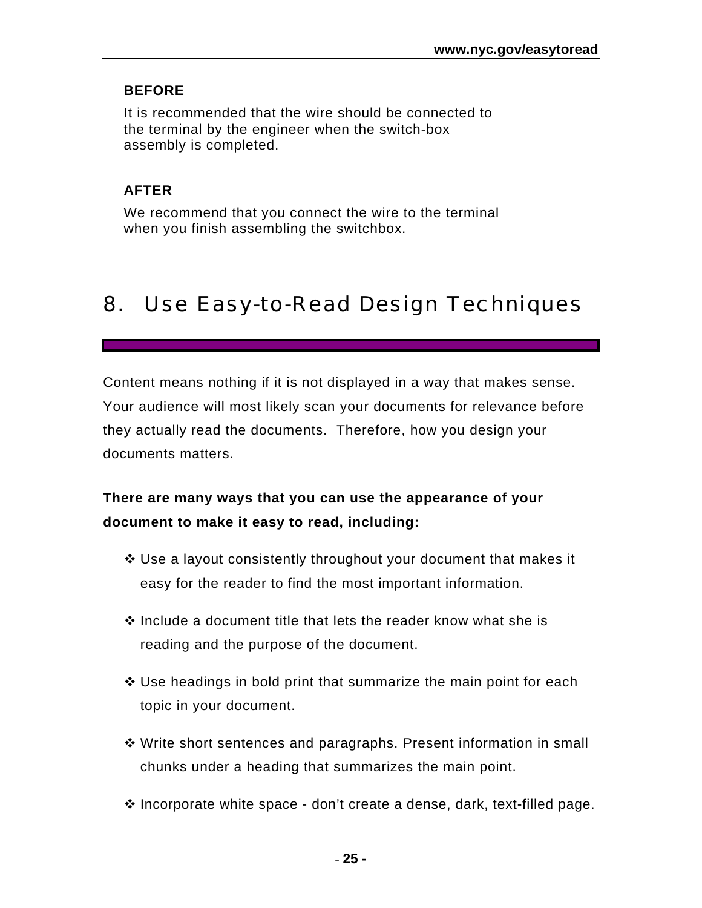**BEFORE**

It is recommended that the wire should be connected to the terminal by the engineer when the switch-box assembly is completed.

**AFTER**

We recommend that you connect the wire to the terminal when you finish assembling the switchbox.

## 8. Use Easy-to-Read Design Techniques

Content means nothing if it is not displayed in a way that makes sense. Your audience will most likely scan your documents for relevance before they actually read the documents. Therefore, how you design your documents matters.

**There are many ways that you can use the appearance of your document to make it easy to read, including:**

- Use a layout consistently throughout your document that makes it easy for the reader to find the most important information.
- Include a document title that lets the reader know what she is reading and the purpose of the document.
- Use headings in bold print that summarize the main point for each topic in your document.
- Write short sentences and paragraphs. Present information in small chunks under a heading that summarizes the main point.
- Incorporate white space - don't create a dense, dark, text-filled page.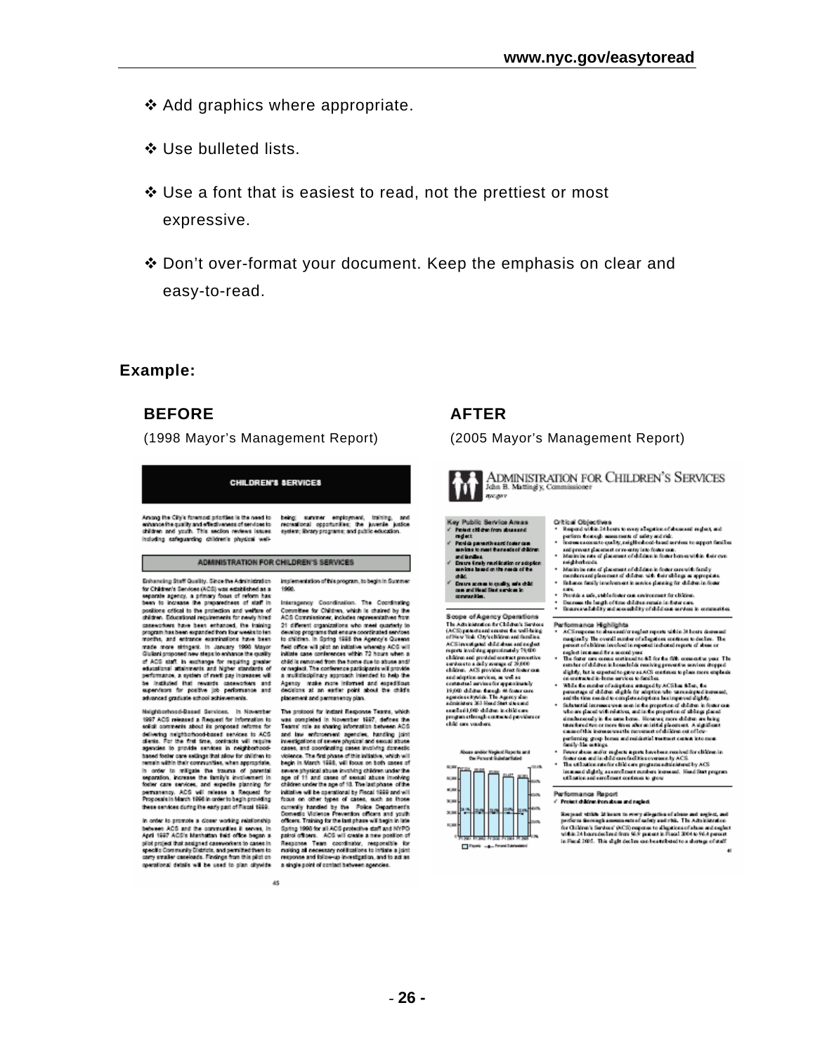- ❖ Add graphics where appropriate.
- ❖ Use bulleted lists.
- ❖ Use a font that is easiest to read, not the prettiest or most expressive.
- ❖ Don't over-format your document. Keep the emphasis on clear and easy-to-read.

**Example:**

**BEFORE**

(1998 Mayor's Management Report)

**AFTER**

(2005 Mayor's Management Report)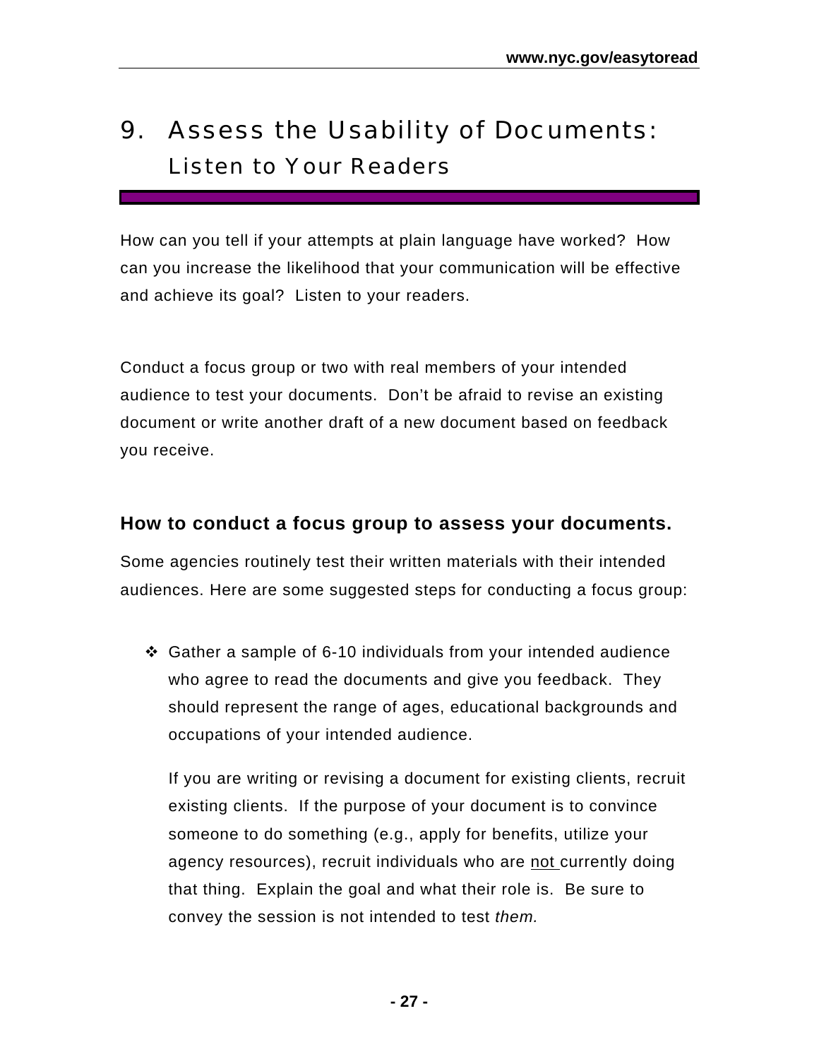# 9. Assess the Usability of Documents: Listen to Your Readers

How can you tell if your attempts at plain language have worked? How can you increase the likelihood that your communication will be effective and achieve its goal? Listen to your readers.

Conduct a focus group or two with real members of your intended audience to test your documents. Don't be afraid to revise an existing document or write another draft of a new document based on feedback you receive.

## How to conduct a focus group to assess your documents.

Some agencies routinely test their written materials with their intended audiences. Here are some suggested steps for conducting a focus group:

- Gather a sample of 6-10 individuals from your intended audience who agree to read the documents and give you feedback. They should represent the range of ages, educational backgrounds and occupations of your intended audience.

  If you are writing or revising a document for existing clients, recruit existing clients. If the purpose of your document is to convince someone to do something (e.g., apply for benefits, utilize your agency resources), recruit individuals who are <u>not</u> currently doing that thing. Explain the goal and what their role is. Be sure to convey the session is not intended to test *them.*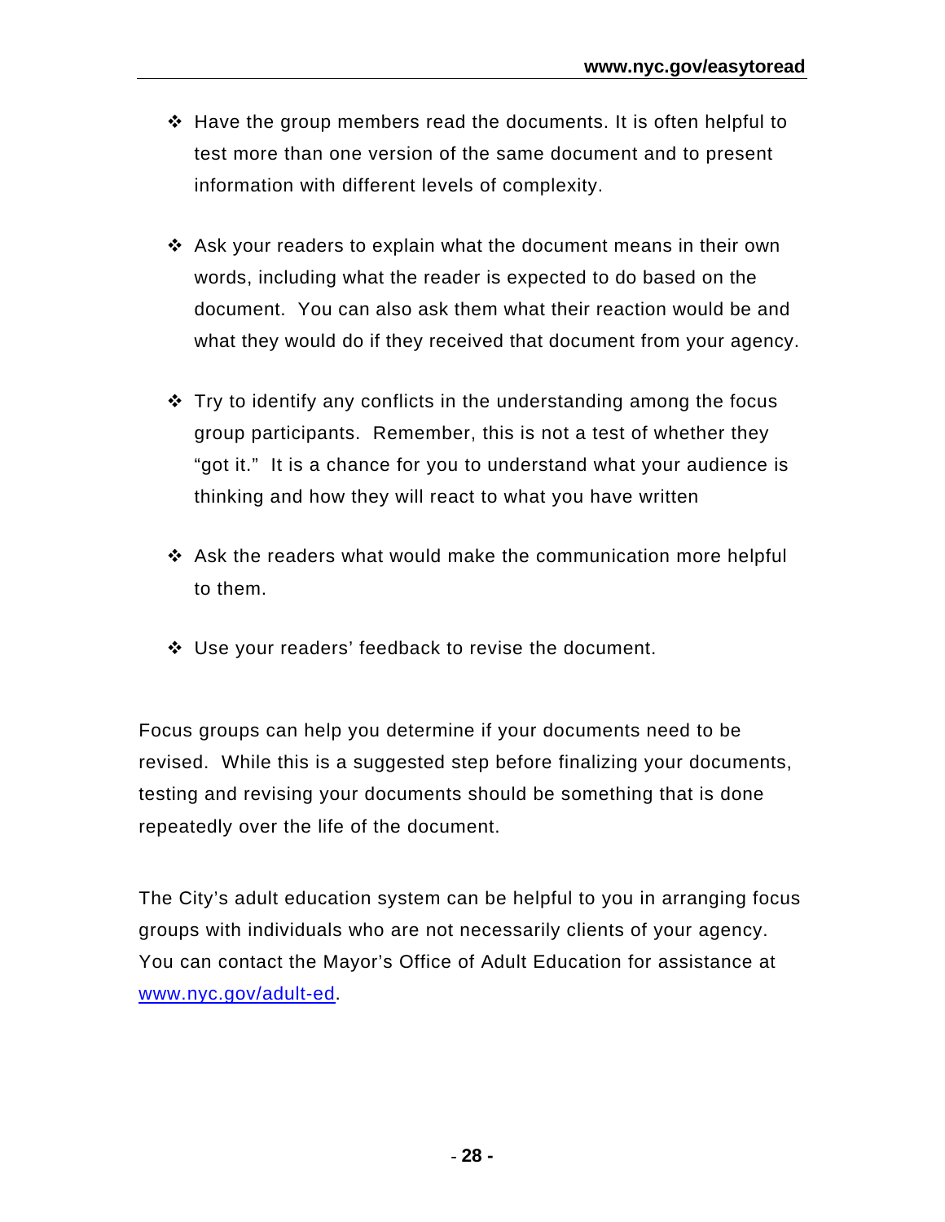- Have the group members read the documents. It is often helpful to test more than one version of the same document and to present information with different levels of complexity.

- Ask your readers to explain what the document means in their own words, including what the reader is expected to do based on the document. You can also ask them what their reaction would be and what they would do if they received that document from your agency.

- Try to identify any conflicts in the understanding among the focus group participants. Remember, this is not a test of whether they "got it." It is a chance for you to understand what your audience is thinking and how they will react to what you have written

- Ask the readers what would make the communication more helpful to them.

- Use your readers' feedback to revise the document.

Focus groups can help you determine if your documents need to be revised. While this is a suggested step before finalizing your documents, testing and revising your documents should be something that is done repeatedly over the life of the document.

The City's adult education system can be helpful to you in arranging focus groups with individuals who are not necessarily clients of your agency. You can contact the Mayor's Office of Adult Education for assistance at [www.nyc.gov/adult-ed](http://www.nyc.gov/adult-ed).